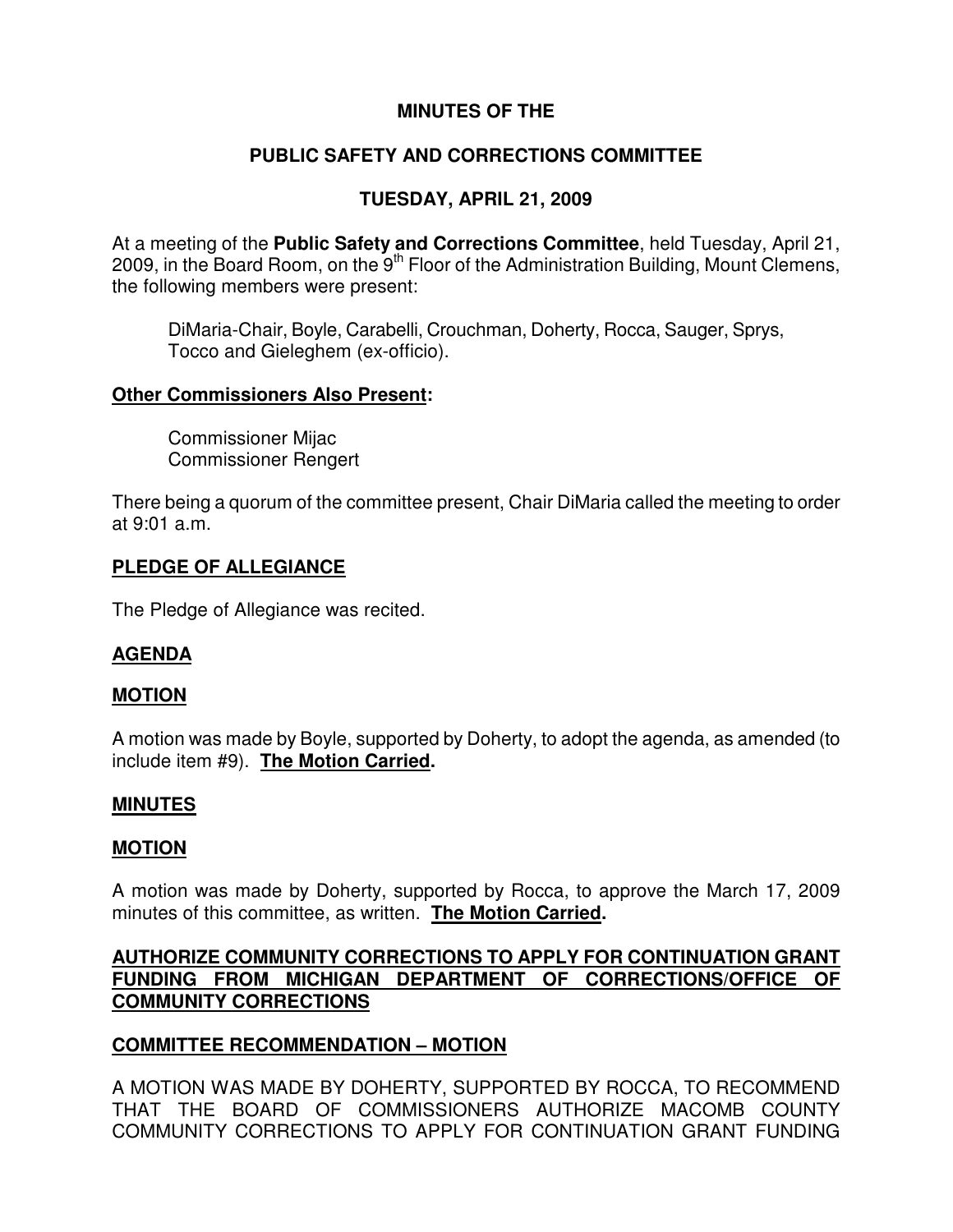# MINUTES OF THE

## PUBLIC SAFETY AND CORRECTIONS COMMITTEE

## TUESDAY, APRIL 21, 2009

At a meeting of the **Public Safety and Corrections Committee**, held Tuesday, April 21, 2009, in the Board Room, on the 9th Floor of the Administration Building, Mount Clemens, the following members were present:

DiMaria-Chair, Boyle, Carabelli, Crouchman, Doherty, Rocca, Sauger, Sprys, Tocco and Gieleghem (ex-officio).

**Other Commissioners Also Present:**

Commissioner Mijac
Commissioner Rengert

There being a quorum of the committee present, Chair DiMaria called the meeting to order at 9:01 a.m.

**PLEDGE OF ALLEGIANCE**

The Pledge of Allegiance was recited.

**AGENDA**

**MOTION**

A motion was made by Boyle, supported by Doherty, to adopt the agenda, as amended (to include item #9). **The Motion Carried.**

**MINUTES**

**MOTION**

A motion was made by Doherty, supported by Rocca, to approve the March 17, 2009 minutes of this committee, as written. **The Motion Carried.**

**AUTHORIZE COMMUNITY CORRECTIONS TO APPLY FOR CONTINUATION GRANT FUNDING FROM MICHIGAN DEPARTMENT OF CORRECTIONS/OFFICE OF COMMUNITY CORRECTIONS**

**COMMITTEE RECOMMENDATION – MOTION**

A MOTION WAS MADE BY DOHERTY, SUPPORTED BY ROCCA, TO RECOMMEND THAT THE BOARD OF COMMISSIONERS AUTHORIZE MACOMB COUNTY COMMUNITY CORRECTIONS TO APPLY FOR CONTINUATION GRANT FUNDING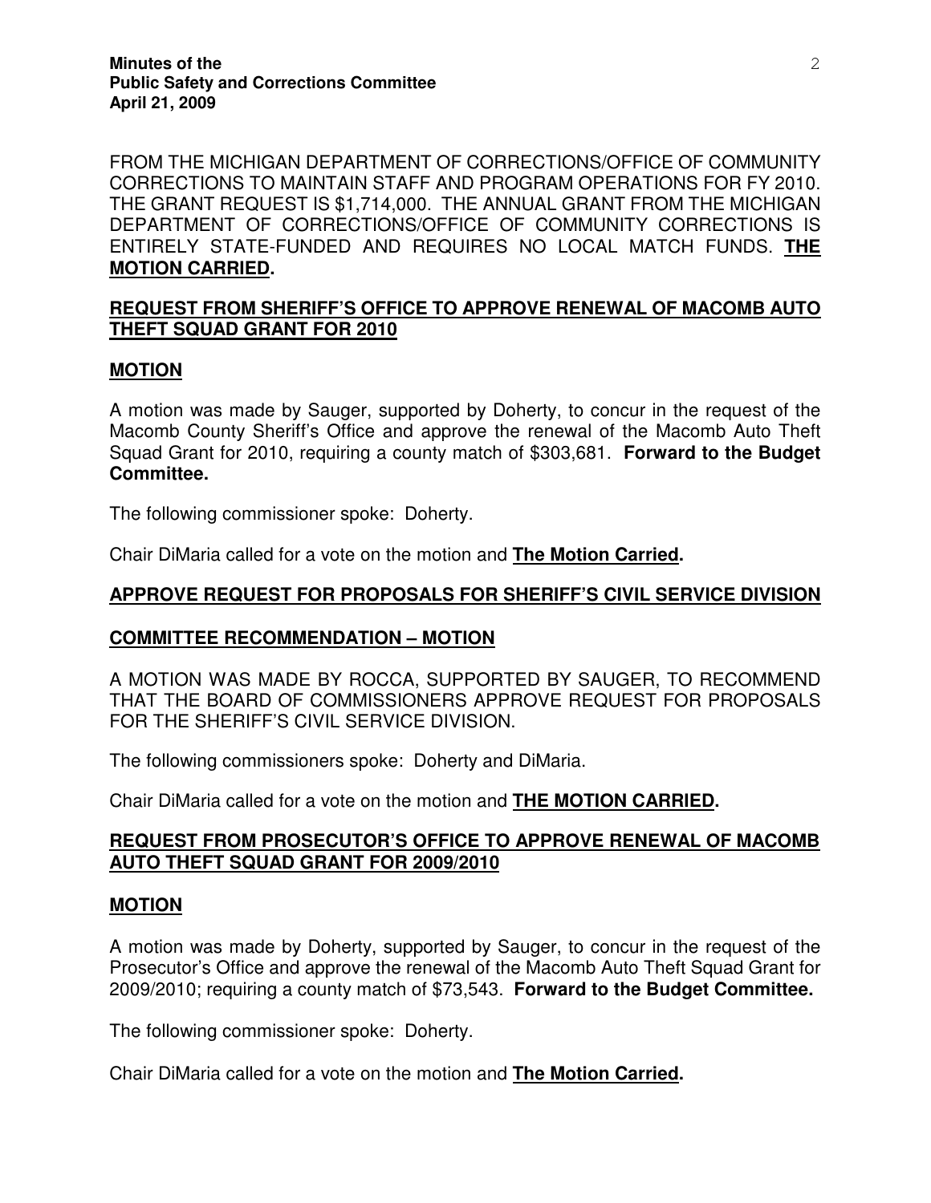FROM THE MICHIGAN DEPARTMENT OF CORRECTIONS/OFFICE OF COMMUNITY CORRECTIONS TO MAINTAIN STAFF AND PROGRAM OPERATIONS FOR FY 2010. THE GRANT REQUEST IS $1,714,000. THE ANNUAL GRANT FROM THE MICHIGAN DEPARTMENT OF CORRECTIONS/OFFICE OF COMMUNITY CORRECTIONS IS ENTIRELY STATE-FUNDED AND REQUIRES NO LOCAL MATCH FUNDS. **THE MOTION CARRIED.**

**REQUEST FROM SHERIFF'S OFFICE TO APPROVE RENEWAL OF MACOMB AUTO THEFT SQUAD GRANT FOR 2010**

**MOTION**

A motion was made by Sauger, supported by Doherty, to concur in the request of the Macomb County Sheriff's Office and approve the renewal of the Macomb Auto Theft Squad Grant for 2010, requiring a county match of $303,681. **Forward to the Budget Committee.**

The following commissioner spoke: Doherty.

Chair DiMaria called for a vote on the motion and **The Motion Carried.**

**APPROVE REQUEST FOR PROPOSALS FOR SHERIFF'S CIVIL SERVICE DIVISION**

**COMMITTEE RECOMMENDATION – MOTION**

A MOTION WAS MADE BY ROCCA, SUPPORTED BY SAUGER, TO RECOMMEND THAT THE BOARD OF COMMISSIONERS APPROVE REQUEST FOR PROPOSALS FOR THE SHERIFF'S CIVIL SERVICE DIVISION.

The following commissioners spoke: Doherty and DiMaria.

Chair DiMaria called for a vote on the motion and **THE MOTION CARRIED.**

**REQUEST FROM PROSECUTOR'S OFFICE TO APPROVE RENEWAL OF MACOMB AUTO THEFT SQUAD GRANT FOR 2009/2010**

**MOTION**

A motion was made by Doherty, supported by Sauger, to concur in the request of the Prosecutor's Office and approve the renewal of the Macomb Auto Theft Squad Grant for 2009/2010; requiring a county match of $73,543. **Forward to the Budget Committee.**

The following commissioner spoke: Doherty.

Chair DiMaria called for a vote on the motion and **The Motion Carried.**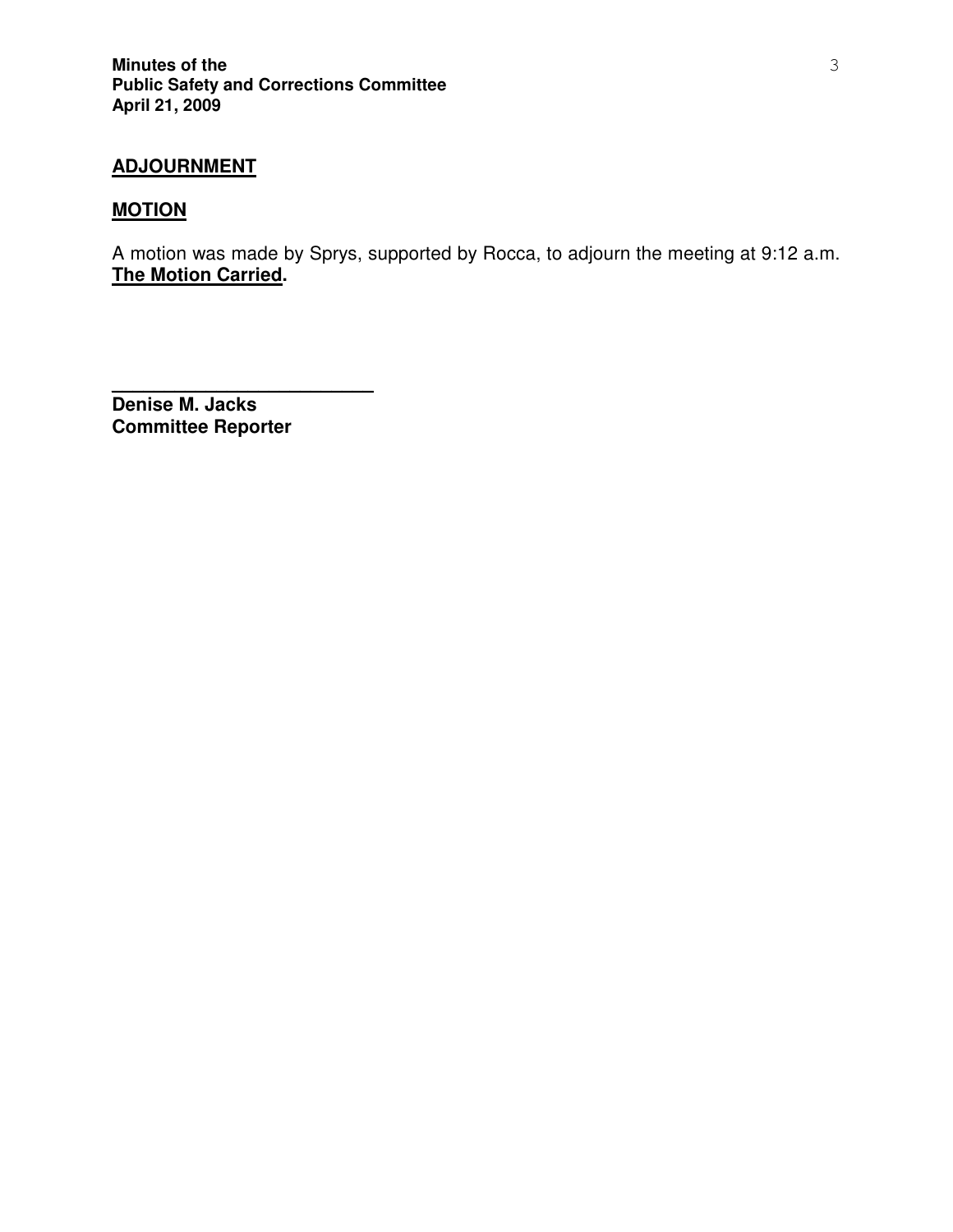**ADJOURNMENT**

**MOTION**

A motion was made by Sprys, supported by Rocca, to adjourn the meeting at 9:12 a.m. **The Motion Carried.**

\_\_\_\_\_\_\_\_\_\_\_\_\_\_\_\_\_\_\_\_\_\_\_\_\_\_

**Denise M. Jacks**
**Committee Reporter**